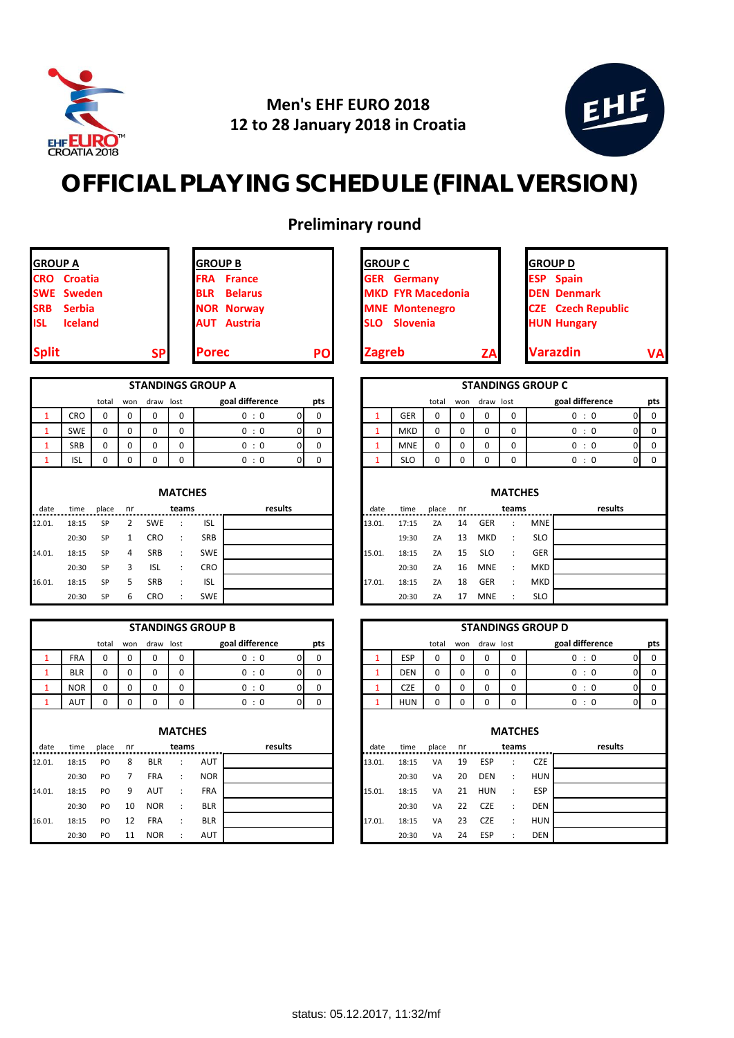# Men's EHF EURO 2018
## 12 to 28 January 2018 in Croatia

# OFFICIAL PLAYING SCHEDULE (FINAL VERSION)

## Preliminary round

| GROUP A | | GROUP B | | GROUP C | | GROUP D | |
|---|---|---|---|---|---|---|---|
| CRO | Croatia | FRA | France | GER | Germany | ESP | Spain |
| SWE | Sweden | BLR | Belarus | MKD | FYR Macedonia | DEN | Denmark |
| SRB | Serbia | NOR | Norway | MNE | Montenegro | CZE | Czech Republic |
| ISL | Iceland | AUT | Austria | SLO | Slovenia | HUN | Hungary |
| Split | SP | Porec | PO | Zagreb | ZA | Varazdin | VA |

### STANDINGS GROUP A

| | | total | won | draw | lost | goal difference | | pts |
|---|---|---|---|---|---|---|---|---|
| 1 | CRO | 0 | 0 | 0 | 0 | 0 : 0 | 0 | 0 |
| 1 | SWE | 0 | 0 | 0 | 0 | 0 : 0 | 0 | 0 |
| 1 | SRB | 0 | 0 | 0 | 0 | 0 : 0 | 0 | 0 |
| 1 | ISL | 0 | 0 | 0 | 0 | 0 : 0 | 0 | 0 |

#### MATCHES

| date | time | place | nr | teams | | | results |
|---|---|---|---|---|---|---|---|
| 12.01. | 18:15 | SP | 2 | SWE | : | ISL | |
| | 20:30 | SP | 1 | CRO | : | SRB | |
| 14.01. | 18:15 | SP | 4 | SRB | : | SWE | |
| | 20:30 | SP | 3 | ISL | : | CRO | |
| 16.01. | 18:15 | SP | 5 | SRB | : | ISL | |
| | 20:30 | SP | 6 | CRO | : | SWE | |

### STANDINGS GROUP C

| | | total | won | draw | lost | goal difference | | pts |
|---|---|---|---|---|---|---|---|---|
| 1 | GER | 0 | 0 | 0 | 0 | 0 : 0 | 0 | 0 |
| 1 | MKD | 0 | 0 | 0 | 0 | 0 : 0 | 0 | 0 |
| 1 | MNE | 0 | 0 | 0 | 0 | 0 : 0 | 0 | 0 |
| 1 | SLO | 0 | 0 | 0 | 0 | 0 : 0 | 0 | 0 |

#### MATCHES

| date | time | place | nr | teams | | | results |
|---|---|---|---|---|---|---|---|
| 13.01. | 17:15 | ZA | 14 | GER | : | MNE | |
| | 19:30 | ZA | 13 | MKD | : | SLO | |
| 15.01. | 18:15 | ZA | 15 | SLO | : | GER | |
| | 20:30 | ZA | 16 | MNE | : | MKD | |
| 17.01. | 18:15 | ZA | 18 | GER | : | MKD | |
| | 20:30 | ZA | 17 | MNE | : | SLO | |

### STANDINGS GROUP B

| | | total | won | draw | lost | goal difference | | pts |
|---|---|---|---|---|---|---|---|---|
| 1 | FRA | 0 | 0 | 0 | 0 | 0 : 0 | 0 | 0 |
| 1 | BLR | 0 | 0 | 0 | 0 | 0 : 0 | 0 | 0 |
| 1 | NOR | 0 | 0 | 0 | 0 | 0 : 0 | 0 | 0 |
| 1 | AUT | 0 | 0 | 0 | 0 | 0 : 0 | 0 | 0 |

#### MATCHES

| date | time | place | nr | teams | | | results |
|---|---|---|---|---|---|---|---|
| 12.01. | 18:15 | PO | 8 | BLR | : | AUT | |
| | 20:30 | PO | 7 | FRA | : | NOR | |
| 14.01. | 18:15 | PO | 9 | AUT | : | FRA | |
| | 20:30 | PO | 10 | NOR | : | BLR | |
| 16.01. | 18:15 | PO | 12 | FRA | : | BLR | |
| | 20:30 | PO | 11 | NOR | : | AUT | |

### STANDINGS GROUP D

| | | total | won | draw | lost | goal difference | | pts |
|---|---|---|---|---|---|---|---|---|
| 1 | ESP | 0 | 0 | 0 | 0 | 0 : 0 | 0 | 0 |
| 1 | DEN | 0 | 0 | 0 | 0 | 0 : 0 | 0 | 0 |
| 1 | CZE | 0 | 0 | 0 | 0 | 0 : 0 | 0 | 0 |
| 1 | HUN | 0 | 0 | 0 | 0 | 0 : 0 | 0 | 0 |

#### MATCHES

| date | time | place | nr | teams | | | results |
|---|---|---|---|---|---|---|---|
| 13.01. | 18:15 | VA | 19 | ESP | : | CZE | |
| | 20:30 | VA | 20 | DEN | : | HUN | |
| 15.01. | 18:15 | VA | 21 | HUN | : | ESP | |
| | 20:30 | VA | 22 | CZE | : | DEN | |
| 17.01. | 18:15 | VA | 23 | CZE | : | HUN | |
| | 20:30 | VA | 24 | ESP | : | DEN | |

status: 05.12.2017, 11:32/mf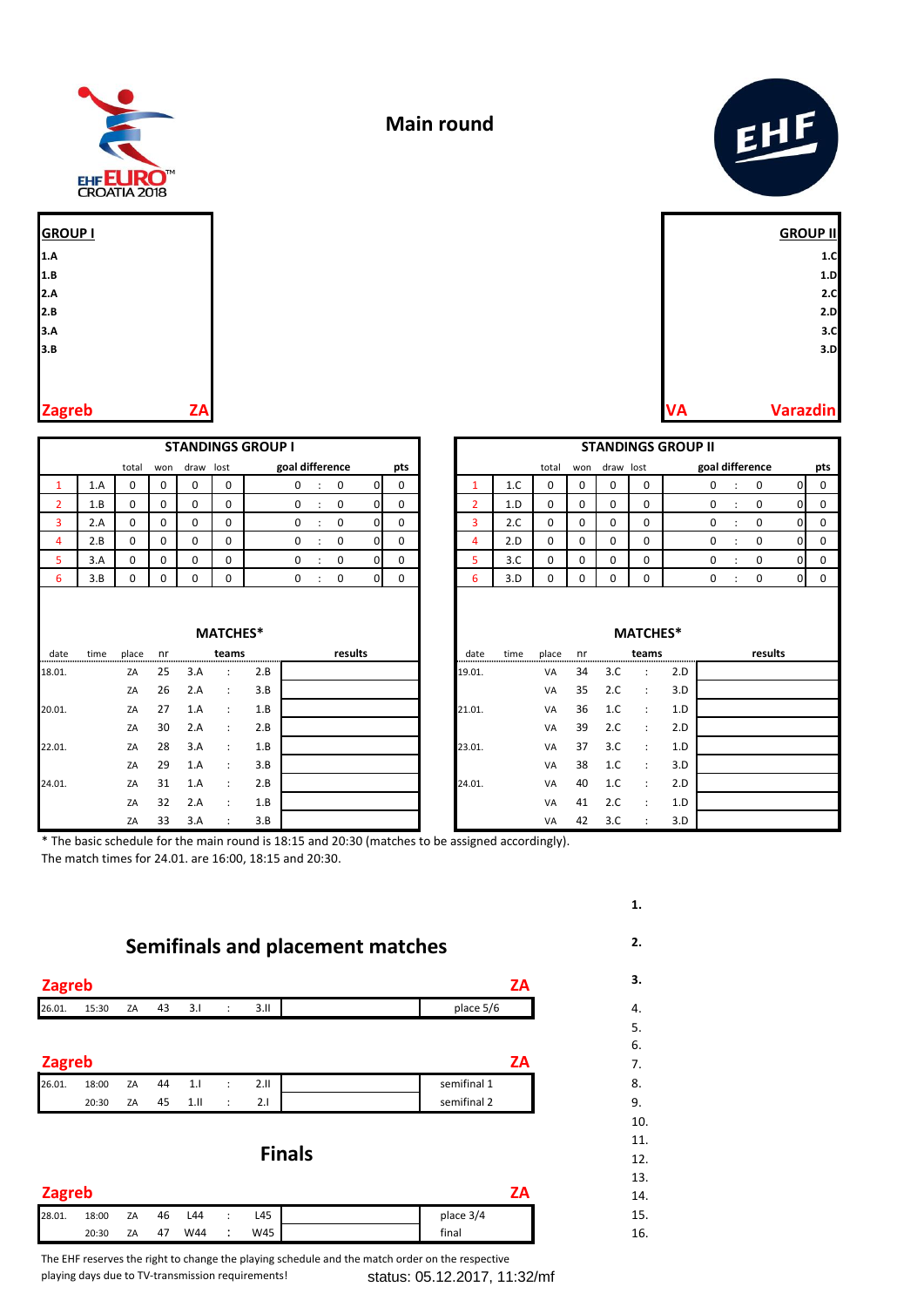# Main round

| GROUP I | |
|---|---|
| 1.A | |
| 1.B | |
| 2.A | |
| 2.B | |
| 3.A | |
| 3.B | |
| Zagreb | ZA |

| | GROUP II |
|---|---|
| | 1.C |
| | 1.D |
| | 2.C |
| | 2.D |
| | 3.C |
| | 3.D |
| VA | Varazdin |

## STANDINGS GROUP I

| | | total | won | draw | lost | goal difference | | | | pts |
|---|---|---|---|---|---|---|---|---|---|---|
| 1 | 1.A | 0 | 0 | 0 | 0 | 0 | : | 0 | 0 | 0 |
| 2 | 1.B | 0 | 0 | 0 | 0 | 0 | : | 0 | 0 | 0 |
| 3 | 2.A | 0 | 0 | 0 | 0 | 0 | : | 0 | 0 | 0 |
| 4 | 2.B | 0 | 0 | 0 | 0 | 0 | : | 0 | 0 | 0 |
| 5 | 3.A | 0 | 0 | 0 | 0 | 0 | : | 0 | 0 | 0 |
| 6 | 3.B | 0 | 0 | 0 | 0 | 0 | : | 0 | 0 | 0 |

### MATCHES*

| date | time | place | nr | teams | | | results |
|---|---|---|---|---|---|---|---|
| 18.01. | | ZA | 25 | 3.A | : | 2.B | |
| | | ZA | 26 | 2.A | : | 3.B | |
| 20.01. | | ZA | 27 | 1.A | : | 1.B | |
| | | ZA | 30 | 2.A | : | 2.B | |
| 22.01. | | ZA | 28 | 3.A | : | 1.B | |
| | | ZA | 29 | 1.A | : | 3.B | |
| 24.01. | | ZA | 31 | 1.A | : | 2.B | |
| | | ZA | 32 | 2.A | : | 1.B | |
| | | ZA | 33 | 3.A | : | 3.B | |

## STANDINGS GROUP II

| | | total | won | draw | lost | goal difference | | | | pts |
|---|---|---|---|---|---|---|---|---|---|---|
| 1 | 1.C | 0 | 0 | 0 | 0 | 0 | : | 0 | 0 | 0 |
| 2 | 1.D | 0 | 0 | 0 | 0 | 0 | : | 0 | 0 | 0 |
| 3 | 2.C | 0 | 0 | 0 | 0 | 0 | : | 0 | 0 | 0 |
| 4 | 2.D | 0 | 0 | 0 | 0 | 0 | : | 0 | 0 | 0 |
| 5 | 3.C | 0 | 0 | 0 | 0 | 0 | : | 0 | 0 | 0 |
| 6 | 3.D | 0 | 0 | 0 | 0 | 0 | : | 0 | 0 | 0 |

### MATCHES*

| date | time | place | nr | teams | | | results |
|---|---|---|---|---|---|---|---|
| 19.01. | | VA | 34 | 3.C | : | 2.D | |
| | | VA | 35 | 2.C | : | 3.D | |
| 21.01. | | VA | 36 | 1.C | : | 1.D | |
| | | VA | 39 | 2.C | : | 2.D | |
| 23.01. | | VA | 37 | 3.C | : | 1.D | |
| | | VA | 38 | 1.C | : | 3.D | |
| 24.01. | | VA | 40 | 1.C | : | 2.D | |
| | | VA | 41 | 2.C | : | 1.D | |
| | | VA | 42 | 3.C | : | 3.D | |

* The basic schedule for the main round is 18:15 and 20:30 (matches to be assigned accordingly).
The match times for 24.01. are 16:00, 18:15 and 20:30.

## Semifinals and placement matches

**Zagreb** — **ZA**

| date | time | place | nr | teams | | | results | |
|---|---|---|---|---|---|---|---|---|
| 26.01. | 15:30 | ZA | 43 | 3.I | : | 3.II | | place 5/6 |

**Zagreb** — **ZA**

| date | time | place | nr | teams | | | results | |
|---|---|---|---|---|---|---|---|---|
| 26.01. | 18:00 | ZA | 44 | 1.I | : | 2.II | | semifinal 1 |
| | 20:30 | ZA | 45 | 1.II | : | 2.I | | semifinal 2 |

## Finals

**Zagreb** — **ZA**

| date | time | place | nr | teams | | | results | |
|---|---|---|---|---|---|---|---|---|
| 28.01. | 18:00 | ZA | 46 | L44 | : | L45 | | place 3/4 |
| | 20:30 | ZA | 47 | W44 | : | W45 | | final |

**1.**
**2.**
**3.**
4.
5.
6.
7.
8.
9.
10.
11.
12.
13.
14.
15.
16.

The EHF reserves the right to change the playing schedule and the match order on the respective playing days due to TV-transmission requirements!

status: 05.12.2017, 11:32/mf